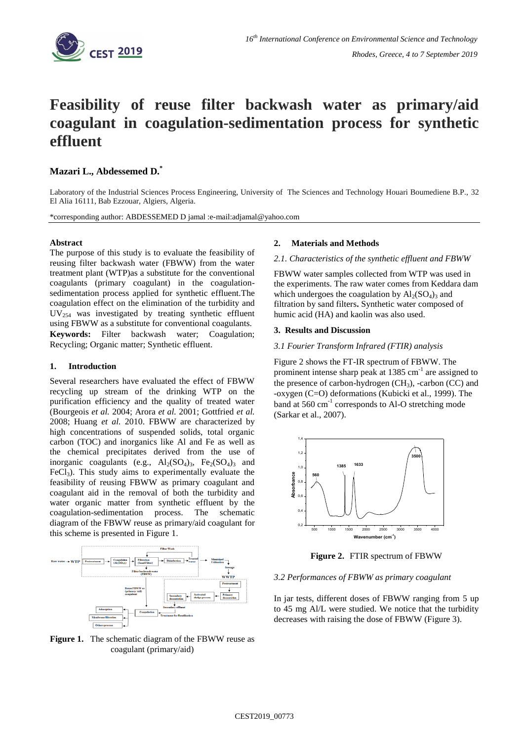# Feasibility of reuse filter backwash water as primary/aid coagulant in coagulation-sedimentation process for synthetic effluent

## Mazari L., Abdessemed D.[*]

Laboratory of the Industrial Sciences Process Engineering, University of The Sciences and Technology Houari Boumediene B.P., 32 El Alia 16111, Bab Ezzouar, Algiers, Algeria.

*corresponding author: ABDESSEMED D jamal :e-mail:adjamal@yahoo.com

### Abstract

The purpose of this study is to evaluate the feasibility of reusing filter backwash water (FBWW) from the water treatment plant (WTP)as a substitute for the conventional coagulants (primary coagulant) in the coagulation-sedimentation process applied for synthetic effluent.The coagulation effect on the elimination of the turbidity and $UV_{254}$ was investigated by treating synthetic effluent using FBWW as a substitute for conventional coagulants.

**Keywords:** Filter backwash water; Coagulation; Recycling; Organic matter; Synthetic effluent.

### 1. Introduction

Several researchers have evaluated the effect of FBWW recycling up stream of the drinking WTP on the purification efficiency and the quality of treated water (Bourgeois *et al.* 2004; Arora *et al.* 2001; Gottfried *et al.* 2008; Huang *et al.* 2010. FBWW are characterized by high concentrations of suspended solids, total organic carbon (TOC) and inorganics like Al and Fe as well as the chemical precipitates derived from the use of inorganic coagulants (e.g., $Al_2(SO_4)_3$, $Fe_2(SO_4)_3$ and $FeCl_3$). This study aims to experimentally evaluate the feasibility of reusing FBWW as primary coagulant and coagulant aid in the removal of both the turbidity and water organic matter from synthetic effluent by the coagulation-sedimentation process. The schematic diagram of the FBWW reuse as primary/aid coagulant for this scheme is presented in Figure 1.

**Figure 1.** The schematic diagram of the FBWW reuse as coagulant (primary/aid)

### 2. Materials and Methods

*2.1. Characteristics of the synthetic effluent and FBWW*

FBWW water samples collected from WTP was used in the experiments. The raw water comes from Keddara dam which undergoes the coagulation by $Al_2(SO_4)_3$ and filtration by sand filters**.** Synthetic water composed of humic acid (HA) and kaolin was also used.

### 3. Results and Discussion

*3.1 Fourier Transform Infrared (FTIR) analysis*

Figure 2 shows the FT-IR spectrum of FBWW. The prominent intense sharp peak at 1385 $cm^{-1}$ are assigned to the presence of carbon-hydrogen ($CH_3$), -carbon (CC) and -oxygen (C=O) deformations (Kubicki et al., 1999). The band at 560 $cm^{-1}$ corresponds to Al-O stretching mode (Sarkar et al., 2007).

**Figure 2.** FTIR spectrum of FBWW

*3.2 Performances of FBWW as primary coagulant*

In jar tests, different doses of FBWW ranging from 5 up to 45 mg Al/L were studied. We notice that the turbidity decreases with raising the dose of FBWW (Figure 3).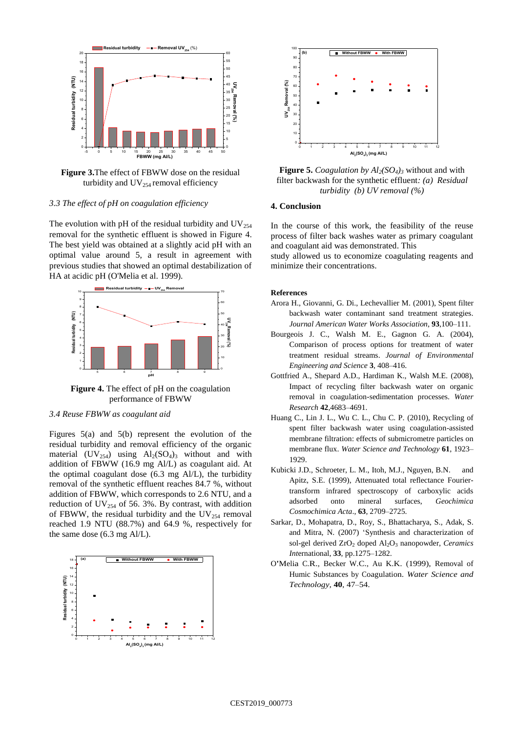Residual turbidity    Removal $UV_{254}$ (%)

Residual turbidity (NTU)

$UV_{254}$ Removal (%)

FBWW (mg Al/L)

**Figure 3.** The effect of FBWW dose on the residual turbidity and $UV_{254}$ removal efficiency

*3.3 The effect of pH on coagulation efficiency*

The evolution with pH of the residual turbidity and $UV_{254}$ removal for the synthetic effluent is showed in Figure 4. The best yield was obtained at a slightly acid pH with an optimal value around 5, a result in agreement with previous studies that showed an optimal destabilization of HA at acidic pH (O'Melia et al. 1999).

Residual turbidity    $UV_{254}$ Removal

Residual turbidity (NTU)

$UV_{254}$ Removal (%)

pH

**Figure 4.** The effect of pH on the coagulation performance of FBWW

*3.4 Reuse FBWW as coagulant aid*

Figures 5(a) and 5(b) represent the evolution of the residual turbidity and removal efficiency of the organic material ($UV_{254}$) using $Al_2(SO_4)_3$ without and with addition of FBWW (16.9 mg Al/L) as coagulant aid. At the optimal coagulant dose (6.3 mg Al/L), the turbidity removal of the synthetic effluent reaches 84.7 %, without addition of FBWW, which corresponds to 2.6 NTU, and a reduction of $UV_{254}$ of 56. 3%. By contrast, with addition of FBWW, the residual turbidity and the $UV_{254}$ removal reached 1.9 NTU (88.7%) and 64.9 %, respectively for the same dose (6.3 mg Al/L).

(a)    Without FBWW    With FBWW

Residual turbidity (NTU)

$Al_2(SO_4)_3$ (mg Al/L)

(b)    Without FBWW    With FBWW

$UV_{254}$ Removal (%)

$Al_2(SO_4)_3$ (mg Al/L)

**Figure 5.** *Coagulation by $Al_2(SO_4)_3$* without and with filter backwash for the synthetic effluent*: (a) Residual turbidity (b) UV removal (%)*

## 4. Conclusion

In the course of this work, the feasibility of the reuse process of filter back washes water as primary coagulant and coagulant aid was demonstrated. This
study allowed us to economize coagulating reagents and minimize their concentrations.

## References

Arora H., Giovanni, G. Di., Lechevallier M. (2001), Spent filter backwash water contaminant sand treatment strategies. *Journal American Water Works Association*, **93**,100–111.

Bourgeois J. C., Walsh M. E., Gagnon G. A. (2004), Comparison of process options for treatment of water treatment residual streams. *Journal of Environmental Engineering and Science* **3**, 408–416.

Gottfried A., Shepard A.D., Hardiman K., Walsh M.E. (2008), Impact of recycling filter backwash water on organic removal in coagulation-sedimentation processes. *Water Research* **42**,4683–4691.

Huang C., Lin J. L., Wu C. L., Chu C. P. (2010), Recycling of spent filter backwash water using coagulation-assisted membrane filtration: effects of submicrometre particles on membrane flux. *Water Science and Technology* **61**, 1923–1929.

Kubicki J.D., Schroeter, L. M., Itoh, M.J., Nguyen, B.N. and Apitz, S.E. (1999), Attenuated total reflectance Fourier-transform infrared spectroscopy of carboxylic acids adsorbed onto mineral surfaces, *Geochimica Cosmochimica Acta*., **63**, 2709–2725.

Sarkar, D., Mohapatra, D., Roy, S., Bhattacharya, S., Adak, S. and Mitra, N. (2007) 'Synthesis and characterization of sol-gel derived $ZrO_2$ doped $Al_2O_3$ nanopowder, *Ceramics Int*ernational, **33**, pp.1275–1282.

O'Melia C.R., Becker W.C., Au K.K. (1999), Removal of Humic Substances by Coagulation. *Water Science and Technology*, **40**, 47–54.